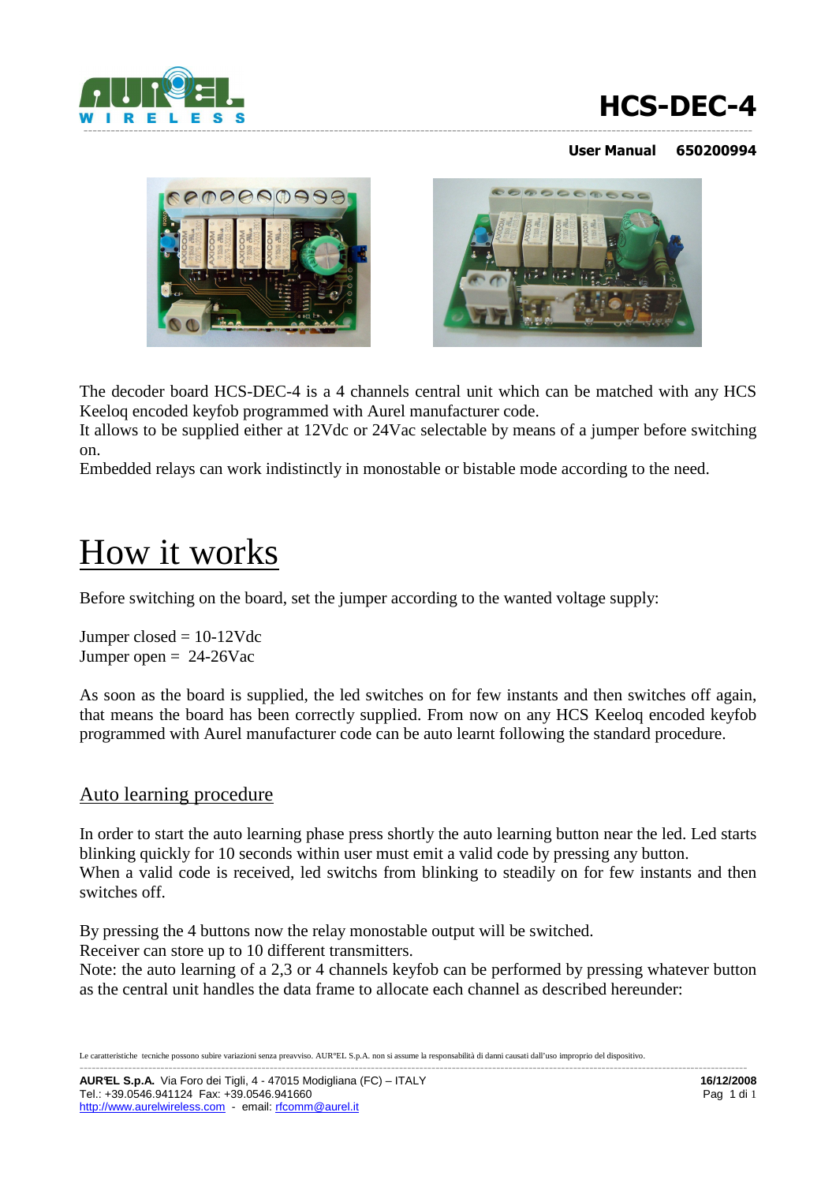# HCS-DEC-4

**User Manual 650200994**

The decoder board HCS-DEC-4 is a 4 channels central unit which can be matched with any HCS Keeloq encoded keyfob programmed with Aurel manufacturer code.
It allows to be supplied either at 12Vdc or 24Vac selectable by means of a jumper before switching on.
Embedded relays can work indistinctly in monostable or bistable mode according to the need.

# How it works

Before switching on the board, set the jumper according to the wanted voltage supply:

Jumper closed = 10-12Vdc
Jumper open = 24-26Vac

As soon as the board is supplied, the led switches on for few instants and then switches off again, that means the board has been correctly supplied. From now on any HCS Keeloq encoded keyfob programmed with Aurel manufacturer code can be auto learnt following the standard procedure.

## Auto learning procedure

In order to start the auto learning phase press shortly the auto learning button near the led. Led starts blinking quickly for 10 seconds within user must emit a valid code by pressing any button.
When a valid code is received, led switchs from blinking to steadily on for few instants and then switches off.

By pressing the 4 buttons now the relay monostable output will be switched.
Receiver can store up to 10 different transmitters.
Note: the auto learning of a 2,3 or 4 channels keyfob can be performed by pressing whatever button as the central unit handles the data frame to allocate each channel as described hereunder:

Le caratteristiche tecniche possono subire variazioni senza preavviso. AUR°EL S.p.A. non si assume la responsabilità di danni causati dall'uso improprio del dispositivo.

**AUR°EL S.p.A.** Via Foro dei Tigli, 4 - 47015 Modigliana (FC) – ITALY
Tel.: +39.0546.941124 Fax: +39.0546.941660
http://www.aurelwireless.com - email: rfcomm@aurel.it

**16/12/2008**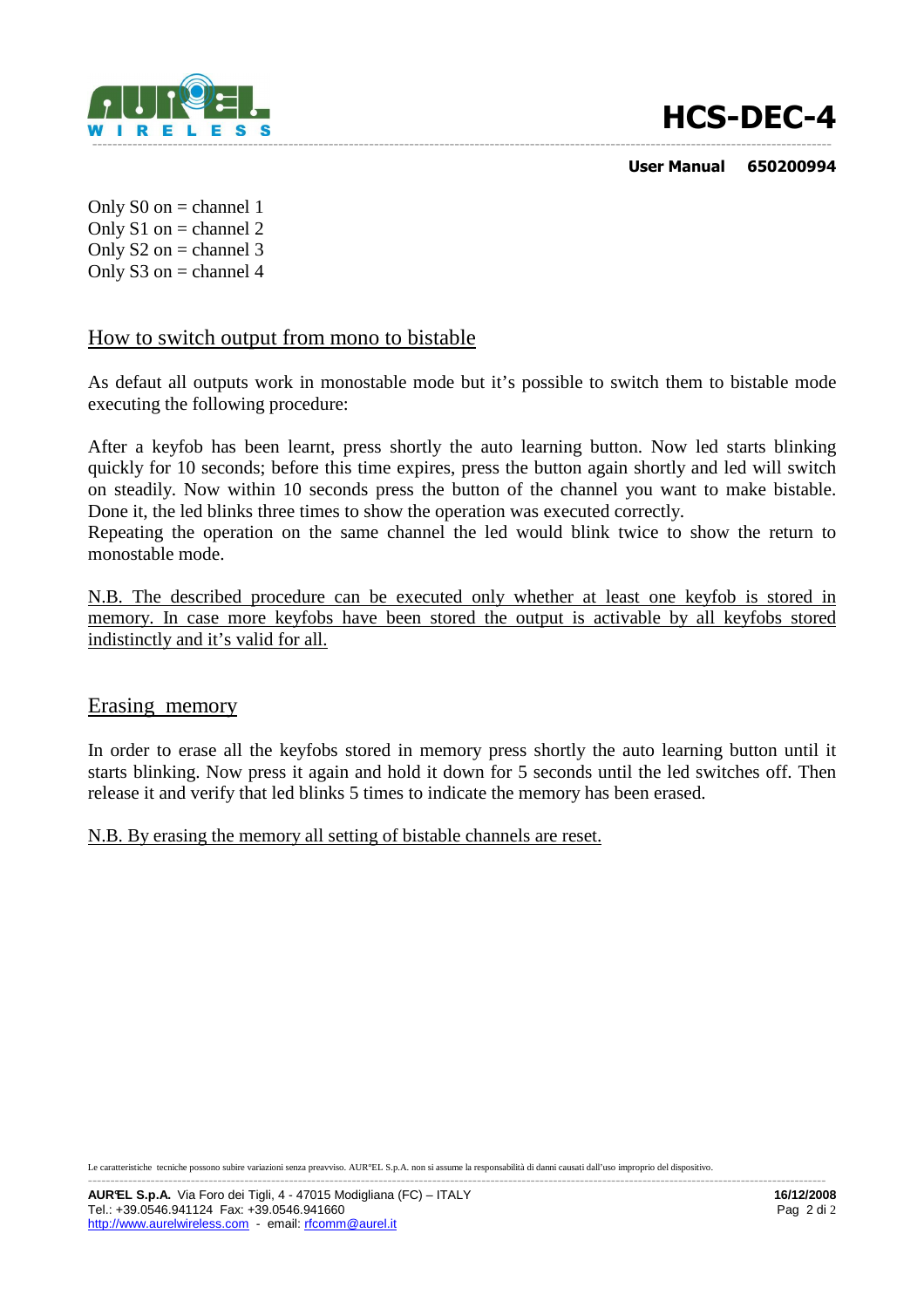Only S0 on = channel 1
Only S1 on = channel 2
Only S2 on = channel 3
Only S3 on = channel 4

## How to switch output from mono to bistable

As defaut all outputs work in monostable mode but it's possible to switch them to bistable mode executing the following procedure:

After a keyfob has been learnt, press shortly the auto learning button. Now led starts blinking quickly for 10 seconds; before this time expires, press the button again shortly and led will switch on steadily. Now within 10 seconds press the button of the channel you want to make bistable. Done it, the led blinks three times to show the operation was executed correctly.
Repeating the operation on the same channel the led would blink twice to show the return to monostable mode.

N.B. The described procedure can be executed only whether at least one keyfob is stored in memory. In case more keyfobs have been stored the output is activable by all keyfobs stored indistinctly and it's valid for all.

## Erasing memory

In order to erase all the keyfobs stored in memory press shortly the auto learning button until it starts blinking. Now press it again and hold it down for 5 seconds until the led switches off. Then release it and verify that led blinks 5 times to indicate the memory has been erased.

N.B. By erasing the memory all setting of bistable channels are reset.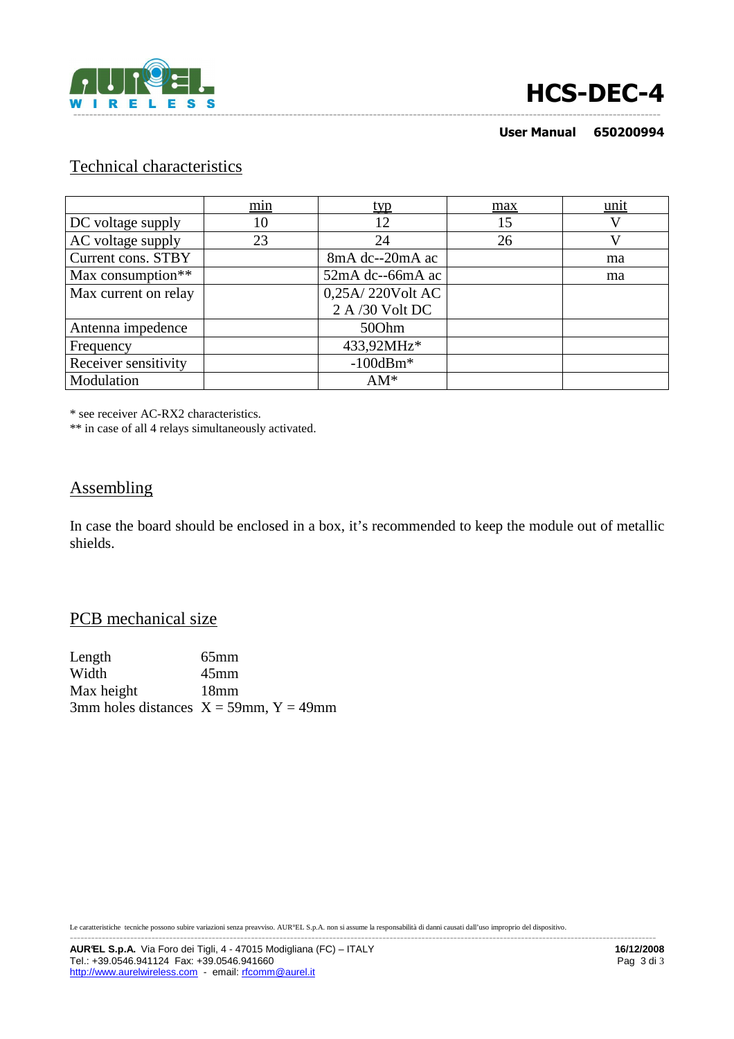## Technical characteristics

| | min | typ | max | unit |
|---|---|---|---|---|
| DC voltage supply | 10 | 12 | 15 | V |
| AC voltage supply | 23 | 24 | 26 | V |
| Current cons. STBY | | 8mA dc--20mA ac | | ma |
| Max consumption** | | 52mA dc--66mA ac | | ma |
| Max current on relay | | 0,25A/ 220Volt AC<br>2 A /30 Volt DC | | |
| Antenna impedence | | 50Ohm | | |
| Frequency | | 433,92MHz* | | |
| Receiver sensitivity | | -100dBm* | | |
| Modulation | | AM* | | |

* see receiver AC-RX2 characteristics.

** in case of all 4 relays simultaneously activated.

## Assembling

In case the board should be enclosed in a box, it's recommended to keep the module out of metallic shields.

## PCB mechanical size

Length 65mm
Width 45mm
Max height 18mm
3mm holes distances X = 59mm, Y = 49mm

Le caratteristiche tecniche possono subire variazioni senza preavviso. AUR°EL S.p.A. non si assume la responsabilità di danni causati dall'uso improprio del dispositivo.

**AUR°EL S.p.A.** Via Foro dei Tigli, 4 - 47015 Modigliana (FC) – ITALY
Tel.: +39.0546.941124 Fax: +39.0546.941660
http://www.aurelwireless.com - email: rfcomm@aurel.it

**16/12/2008**